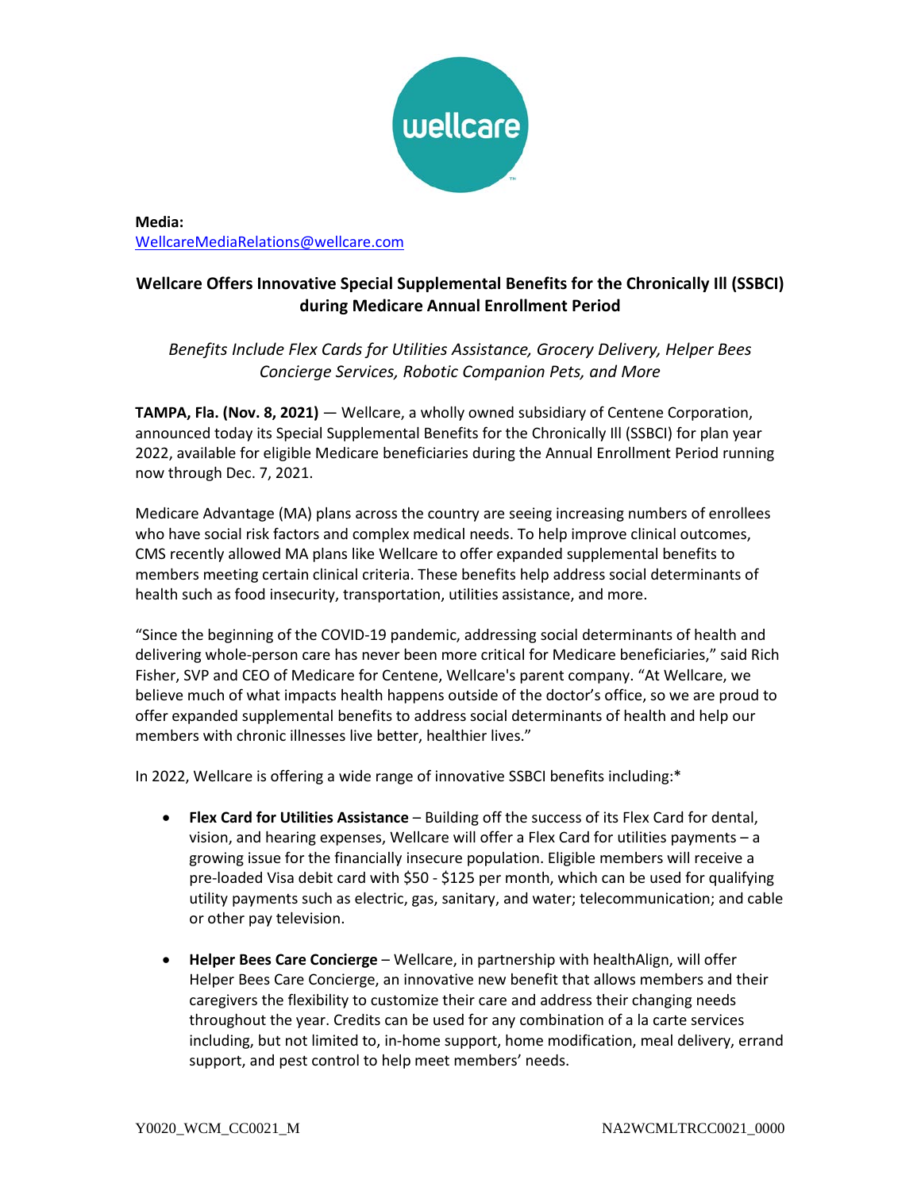**Media:**
WellcareMediaRelations@wellcare.com

## Wellcare Offers Innovative Special Supplemental Benefits for the Chronically Ill (SSBCI) during Medicare Annual Enrollment Period

*Benefits Include Flex Cards for Utilities Assistance, Grocery Delivery, Helper Bees Concierge Services, Robotic Companion Pets, and More*

**TAMPA, Fla. (Nov. 8, 2021)** — Wellcare, a wholly owned subsidiary of Centene Corporation, announced today its Special Supplemental Benefits for the Chronically Ill (SSBCI) for plan year 2022, available for eligible Medicare beneficiaries during the Annual Enrollment Period running now through Dec. 7, 2021.

Medicare Advantage (MA) plans across the country are seeing increasing numbers of enrollees who have social risk factors and complex medical needs. To help improve clinical outcomes, CMS recently allowed MA plans like Wellcare to offer expanded supplemental benefits to members meeting certain clinical criteria. These benefits help address social determinants of health such as food insecurity, transportation, utilities assistance, and more.

"Since the beginning of the COVID-19 pandemic, addressing social determinants of health and delivering whole-person care has never been more critical for Medicare beneficiaries," said Rich Fisher, SVP and CEO of Medicare for Centene, Wellcare's parent company. "At Wellcare, we believe much of what impacts health happens outside of the doctor's office, so we are proud to offer expanded supplemental benefits to address social determinants of health and help our members with chronic illnesses live better, healthier lives."

In 2022, Wellcare is offering a wide range of innovative SSBCI benefits including:*

- **Flex Card for Utilities Assistance** – Building off the success of its Flex Card for dental, vision, and hearing expenses, Wellcare will offer a Flex Card for utilities payments – a growing issue for the financially insecure population. Eligible members will receive a pre-loaded Visa debit card with $50 - $125 per month, which can be used for qualifying utility payments such as electric, gas, sanitary, and water; telecommunication; and cable or other pay television.

- **Helper Bees Care Concierge** – Wellcare, in partnership with healthAlign, will offer Helper Bees Care Concierge, an innovative new benefit that allows members and their caregivers the flexibility to customize their care and address their changing needs throughout the year. Credits can be used for any combination of a la carte services including, but not limited to, in-home support, home modification, meal delivery, errand support, and pest control to help meet members' needs.

Y0020_WCM_CC0021_M NA2WCMLTRCC0021_0000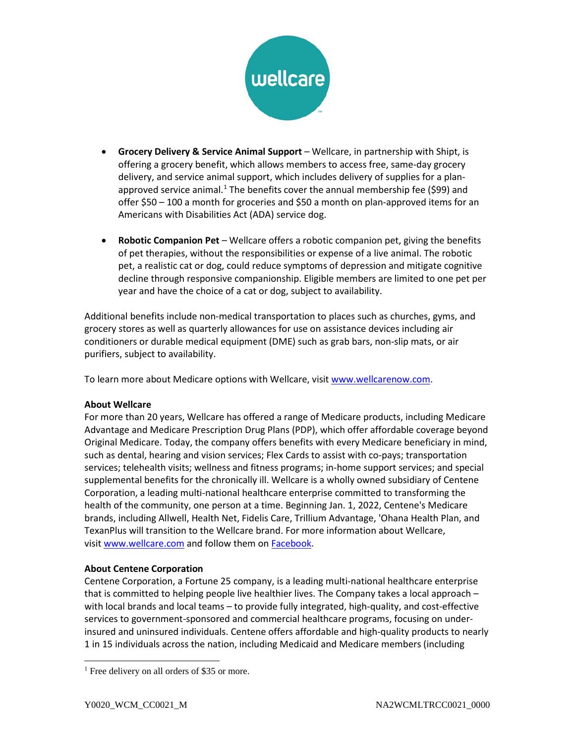- **Grocery Delivery & Service Animal Support** – Wellcare, in partnership with Shipt, is offering a grocery benefit, which allows members to access free, same-day grocery delivery, and service animal support, which includes delivery of supplies for a plan-approved service animal.[1] The benefits cover the annual membership fee ($99) and offer $50 – 100 a month for groceries and $50 a month on plan-approved items for an Americans with Disabilities Act (ADA) service dog.

- **Robotic Companion Pet** – Wellcare offers a robotic companion pet, giving the benefits of pet therapies, without the responsibilities or expense of a live animal. The robotic pet, a realistic cat or dog, could reduce symptoms of depression and mitigate cognitive decline through responsive companionship. Eligible members are limited to one pet per year and have the choice of a cat or dog, subject to availability.

Additional benefits include non-medical transportation to places such as churches, gyms, and grocery stores as well as quarterly allowances for use on assistance devices including air conditioners or durable medical equipment (DME) such as grab bars, non-slip mats, or air purifiers, subject to availability.

To learn more about Medicare options with Wellcare, visit [www.wellcarenow.com](http://www.wellcarenow.com).

**About Wellcare**

For more than 20 years, Wellcare has offered a range of Medicare products, including Medicare Advantage and Medicare Prescription Drug Plans (PDP), which offer affordable coverage beyond Original Medicare. Today, the company offers benefits with every Medicare beneficiary in mind, such as dental, hearing and vision services; Flex Cards to assist with co-pays; transportation services; telehealth visits; wellness and fitness programs; in-home support services; and special supplemental benefits for the chronically ill. Wellcare is a wholly owned subsidiary of Centene Corporation, a leading multi-national healthcare enterprise committed to transforming the health of the community, one person at a time. Beginning Jan. 1, 2022, Centene's Medicare brands, including Allwell, Health Net, Fidelis Care, Trillium Advantage, 'Ohana Health Plan, and TexanPlus will transition to the Wellcare brand. For more information about Wellcare, visit [www.wellcare.com](http://www.wellcare.com) and follow them on Facebook.

**About Centene Corporation**

Centene Corporation, a Fortune 25 company, is a leading multi-national healthcare enterprise that is committed to helping people live healthier lives. The Company takes a local approach – with local brands and local teams – to provide fully integrated, high-quality, and cost-effective services to government-sponsored and commercial healthcare programs, focusing on under-insured and uninsured individuals. Centene offers affordable and high-quality products to nearly 1 in 15 individuals across the nation, including Medicaid and Medicare members (including

[1] Free delivery on all orders of $35 or more.

Y0020_WCM_CC0021_M NA2WCMLTRCC0021_0000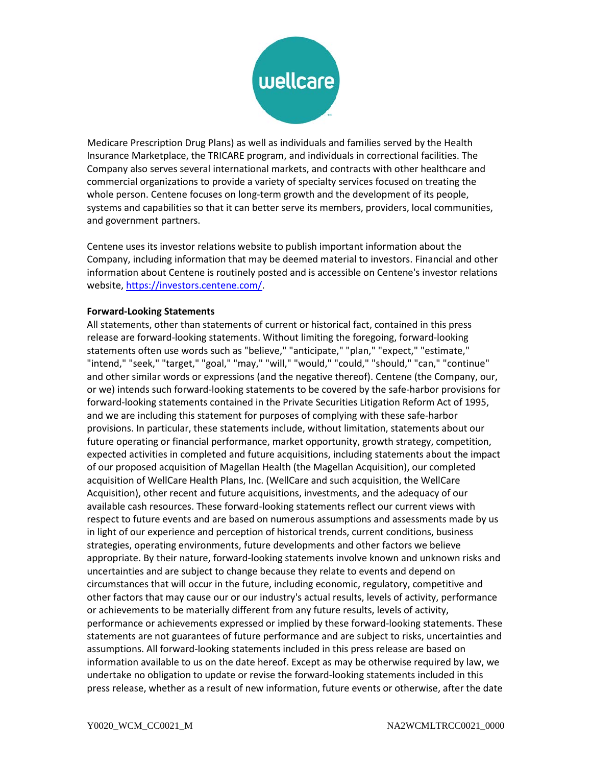Medicare Prescription Drug Plans) as well as individuals and families served by the Health Insurance Marketplace, the TRICARE program, and individuals in correctional facilities. The Company also serves several international markets, and contracts with other healthcare and commercial organizations to provide a variety of specialty services focused on treating the whole person. Centene focuses on long-term growth and the development of its people, systems and capabilities so that it can better serve its members, providers, local communities, and government partners.

Centene uses its investor relations website to publish important information about the Company, including information that may be deemed material to investors. Financial and other information about Centene is routinely posted and is accessible on Centene's investor relations website, https://investors.centene.com/.

**Forward-Looking Statements**

All statements, other than statements of current or historical fact, contained in this press release are forward-looking statements. Without limiting the foregoing, forward-looking statements often use words such as "believe," "anticipate," "plan," "expect," "estimate," "intend," "seek," "target," "goal," "may," "will," "would," "could," "should," "can," "continue" and other similar words or expressions (and the negative thereof). Centene (the Company, our, or we) intends such forward-looking statements to be covered by the safe-harbor provisions for forward-looking statements contained in the Private Securities Litigation Reform Act of 1995, and we are including this statement for purposes of complying with these safe-harbor provisions. In particular, these statements include, without limitation, statements about our future operating or financial performance, market opportunity, growth strategy, competition, expected activities in completed and future acquisitions, including statements about the impact of our proposed acquisition of Magellan Health (the Magellan Acquisition), our completed acquisition of WellCare Health Plans, Inc. (WellCare and such acquisition, the WellCare Acquisition), other recent and future acquisitions, investments, and the adequacy of our available cash resources. These forward-looking statements reflect our current views with respect to future events and are based on numerous assumptions and assessments made by us in light of our experience and perception of historical trends, current conditions, business strategies, operating environments, future developments and other factors we believe appropriate. By their nature, forward-looking statements involve known and unknown risks and uncertainties and are subject to change because they relate to events and depend on circumstances that will occur in the future, including economic, regulatory, competitive and other factors that may cause our or our industry's actual results, levels of activity, performance or achievements to be materially different from any future results, levels of activity, performance or achievements expressed or implied by these forward-looking statements. These statements are not guarantees of future performance and are subject to risks, uncertainties and assumptions. All forward-looking statements included in this press release are based on information available to us on the date hereof. Except as may be otherwise required by law, we undertake no obligation to update or revise the forward-looking statements included in this press release, whether as a result of new information, future events or otherwise, after the date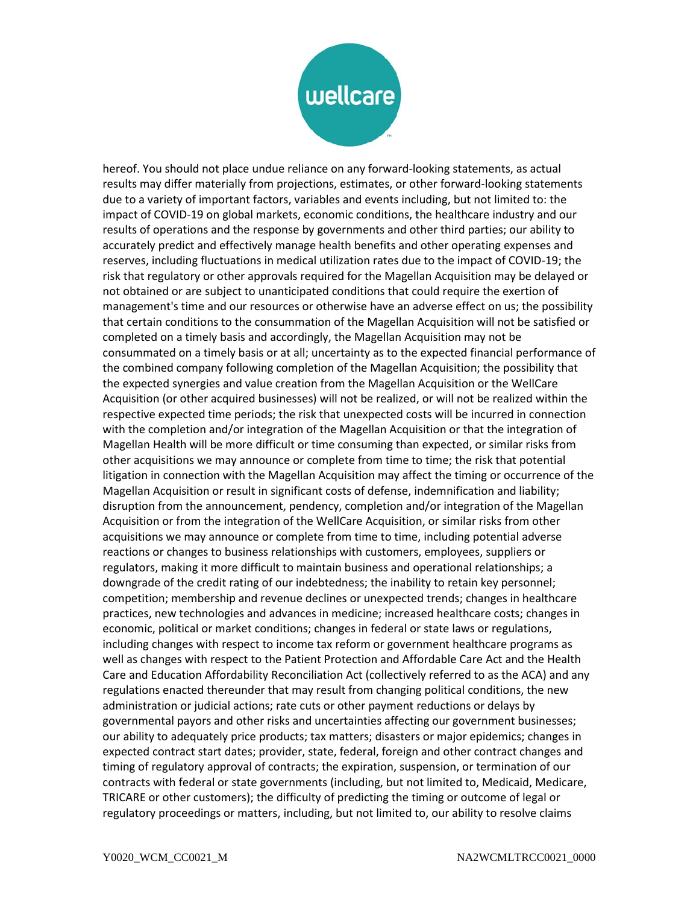hereof. You should not place undue reliance on any forward-looking statements, as actual results may differ materially from projections, estimates, or other forward-looking statements due to a variety of important factors, variables and events including, but not limited to: the impact of COVID-19 on global markets, economic conditions, the healthcare industry and our results of operations and the response by governments and other third parties; our ability to accurately predict and effectively manage health benefits and other operating expenses and reserves, including fluctuations in medical utilization rates due to the impact of COVID-19; the risk that regulatory or other approvals required for the Magellan Acquisition may be delayed or not obtained or are subject to unanticipated conditions that could require the exertion of management's time and our resources or otherwise have an adverse effect on us; the possibility that certain conditions to the consummation of the Magellan Acquisition will not be satisfied or completed on a timely basis and accordingly, the Magellan Acquisition may not be consummated on a timely basis or at all; uncertainty as to the expected financial performance of the combined company following completion of the Magellan Acquisition; the possibility that the expected synergies and value creation from the Magellan Acquisition or the WellCare Acquisition (or other acquired businesses) will not be realized, or will not be realized within the respective expected time periods; the risk that unexpected costs will be incurred in connection with the completion and/or integration of the Magellan Acquisition or that the integration of Magellan Health will be more difficult or time consuming than expected, or similar risks from other acquisitions we may announce or complete from time to time; the risk that potential litigation in connection with the Magellan Acquisition may affect the timing or occurrence of the Magellan Acquisition or result in significant costs of defense, indemnification and liability; disruption from the announcement, pendency, completion and/or integration of the Magellan Acquisition or from the integration of the WellCare Acquisition, or similar risks from other acquisitions we may announce or complete from time to time, including potential adverse reactions or changes to business relationships with customers, employees, suppliers or regulators, making it more difficult to maintain business and operational relationships; a downgrade of the credit rating of our indebtedness; the inability to retain key personnel; competition; membership and revenue declines or unexpected trends; changes in healthcare practices, new technologies and advances in medicine; increased healthcare costs; changes in economic, political or market conditions; changes in federal or state laws or regulations, including changes with respect to income tax reform or government healthcare programs as well as changes with respect to the Patient Protection and Affordable Care Act and the Health Care and Education Affordability Reconciliation Act (collectively referred to as the ACA) and any regulations enacted thereunder that may result from changing political conditions, the new administration or judicial actions; rate cuts or other payment reductions or delays by governmental payors and other risks and uncertainties affecting our government businesses; our ability to adequately price products; tax matters; disasters or major epidemics; changes in expected contract start dates; provider, state, federal, foreign and other contract changes and timing of regulatory approval of contracts; the expiration, suspension, or termination of our contracts with federal or state governments (including, but not limited to, Medicaid, Medicare, TRICARE or other customers); the difficulty of predicting the timing or outcome of legal or regulatory proceedings or matters, including, but not limited to, our ability to resolve claims

Y0020_WCM_CC0021_M NA2WCMLTRCC0021_0000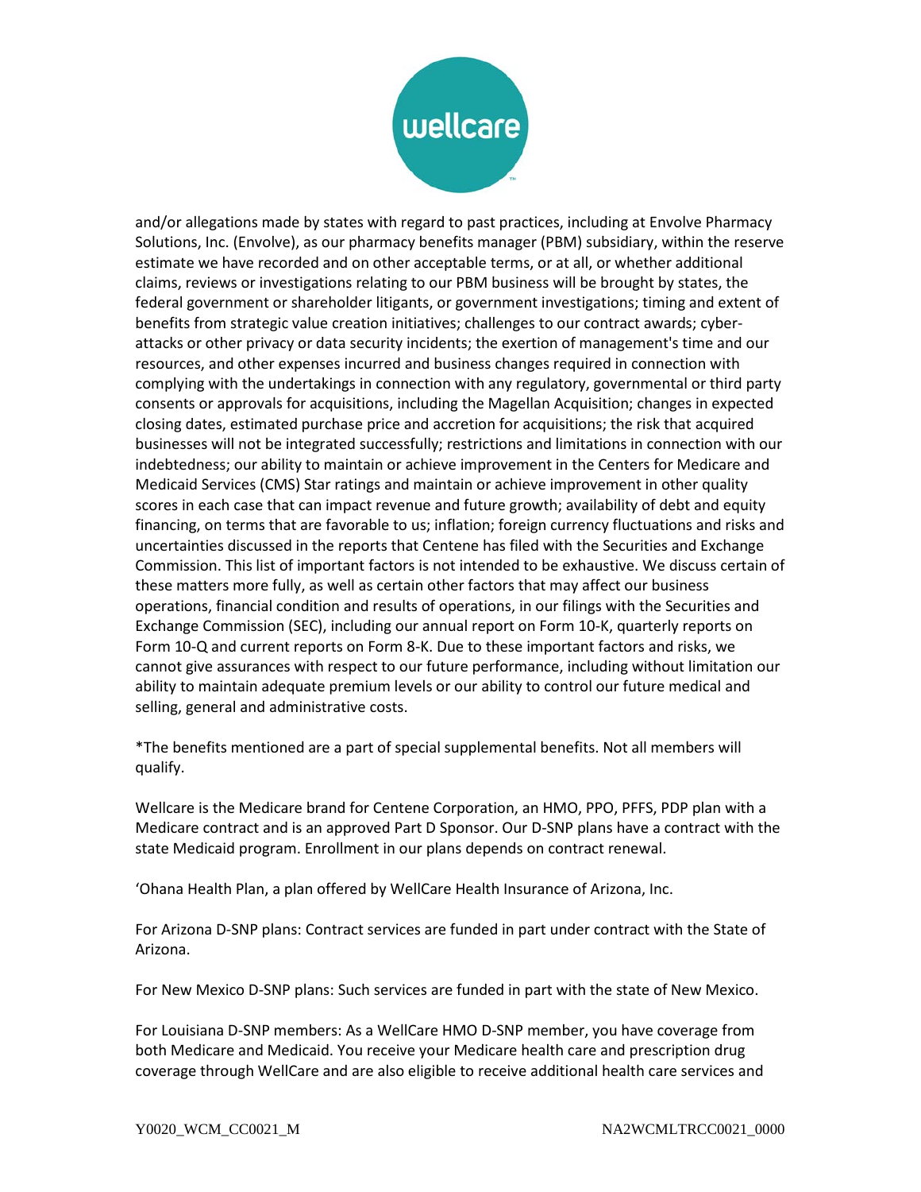and/or allegations made by states with regard to past practices, including at Envolve Pharmacy Solutions, Inc. (Envolve), as our pharmacy benefits manager (PBM) subsidiary, within the reserve estimate we have recorded and on other acceptable terms, or at all, or whether additional claims, reviews or investigations relating to our PBM business will be brought by states, the federal government or shareholder litigants, or government investigations; timing and extent of benefits from strategic value creation initiatives; challenges to our contract awards; cyber-attacks or other privacy or data security incidents; the exertion of management's time and our resources, and other expenses incurred and business changes required in connection with complying with the undertakings in connection with any regulatory, governmental or third party consents or approvals for acquisitions, including the Magellan Acquisition; changes in expected closing dates, estimated purchase price and accretion for acquisitions; the risk that acquired businesses will not be integrated successfully; restrictions and limitations in connection with our indebtedness; our ability to maintain or achieve improvement in the Centers for Medicare and Medicaid Services (CMS) Star ratings and maintain or achieve improvement in other quality scores in each case that can impact revenue and future growth; availability of debt and equity financing, on terms that are favorable to us; inflation; foreign currency fluctuations and risks and uncertainties discussed in the reports that Centene has filed with the Securities and Exchange Commission. This list of important factors is not intended to be exhaustive. We discuss certain of these matters more fully, as well as certain other factors that may affect our business operations, financial condition and results of operations, in our filings with the Securities and Exchange Commission (SEC), including our annual report on Form 10-K, quarterly reports on Form 10-Q and current reports on Form 8-K. Due to these important factors and risks, we cannot give assurances with respect to our future performance, including without limitation our ability to maintain adequate premium levels or our ability to control our future medical and selling, general and administrative costs.

*The benefits mentioned are a part of special supplemental benefits. Not all members will qualify.

Wellcare is the Medicare brand for Centene Corporation, an HMO, PPO, PFFS, PDP plan with a Medicare contract and is an approved Part D Sponsor. Our D-SNP plans have a contract with the state Medicaid program. Enrollment in our plans depends on contract renewal.

'Ohana Health Plan, a plan offered by WellCare Health Insurance of Arizona, Inc.

For Arizona D-SNP plans: Contract services are funded in part under contract with the State of Arizona.

For New Mexico D-SNP plans: Such services are funded in part with the state of New Mexico.

For Louisiana D-SNP members: As a WellCare HMO D-SNP member, you have coverage from both Medicare and Medicaid. You receive your Medicare health care and prescription drug coverage through WellCare and are also eligible to receive additional health care services and

Y0020_WCM_CC0021_M NA2WCMLTRCC0021_0000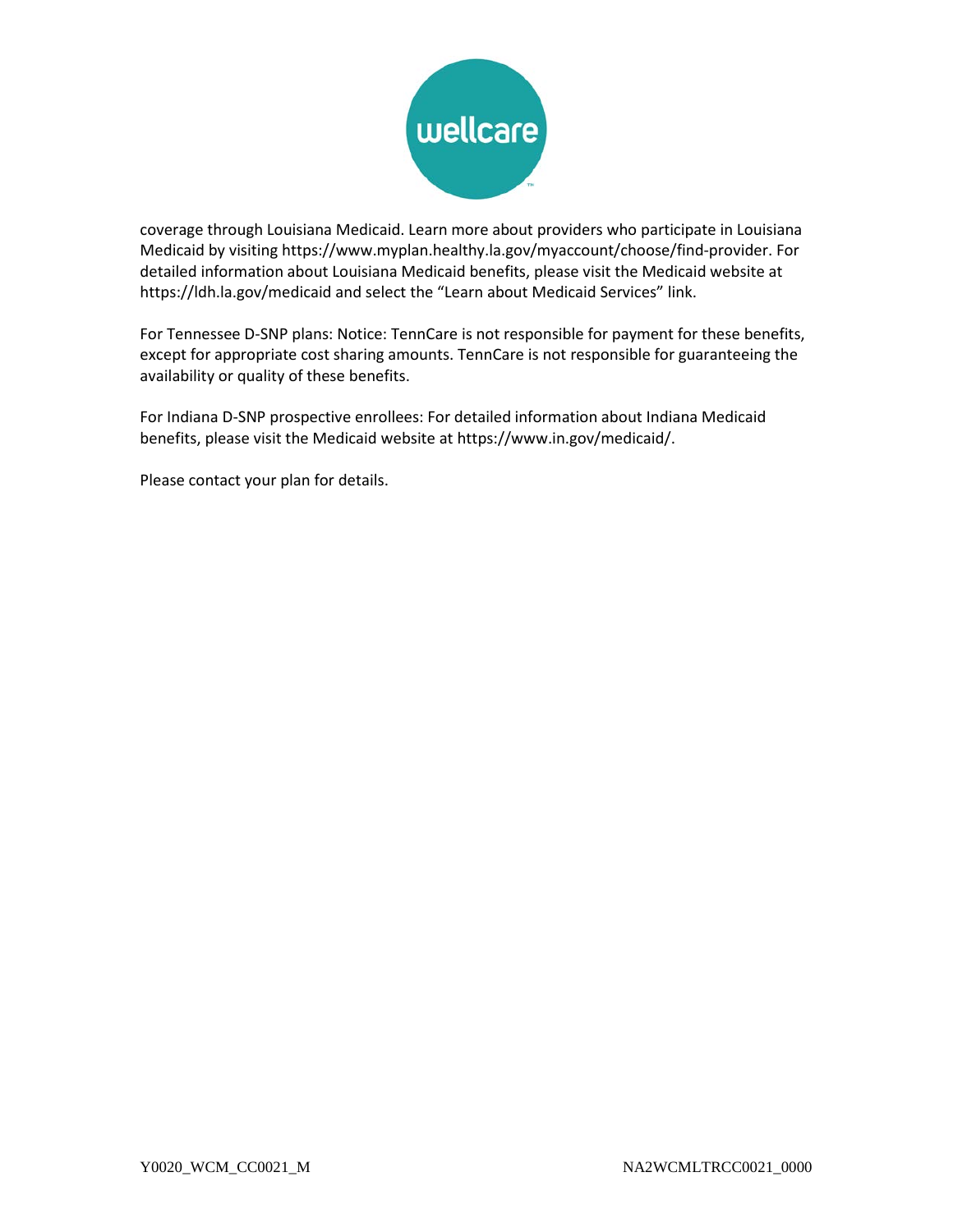coverage through Louisiana Medicaid. Learn more about providers who participate in Louisiana Medicaid by visiting https://www.myplan.healthy.la.gov/myaccount/choose/find-provider. For detailed information about Louisiana Medicaid benefits, please visit the Medicaid website at https://ldh.la.gov/medicaid and select the "Learn about Medicaid Services" link.

For Tennessee D-SNP plans: Notice: TennCare is not responsible for payment for these benefits, except for appropriate cost sharing amounts. TennCare is not responsible for guaranteeing the availability or quality of these benefits.

For Indiana D-SNP prospective enrollees: For detailed information about Indiana Medicaid benefits, please visit the Medicaid website at https://www.in.gov/medicaid/.

Please contact your plan for details.

Y0020_WCM_CC0021_M NA2WCMLTRCC0021_0000